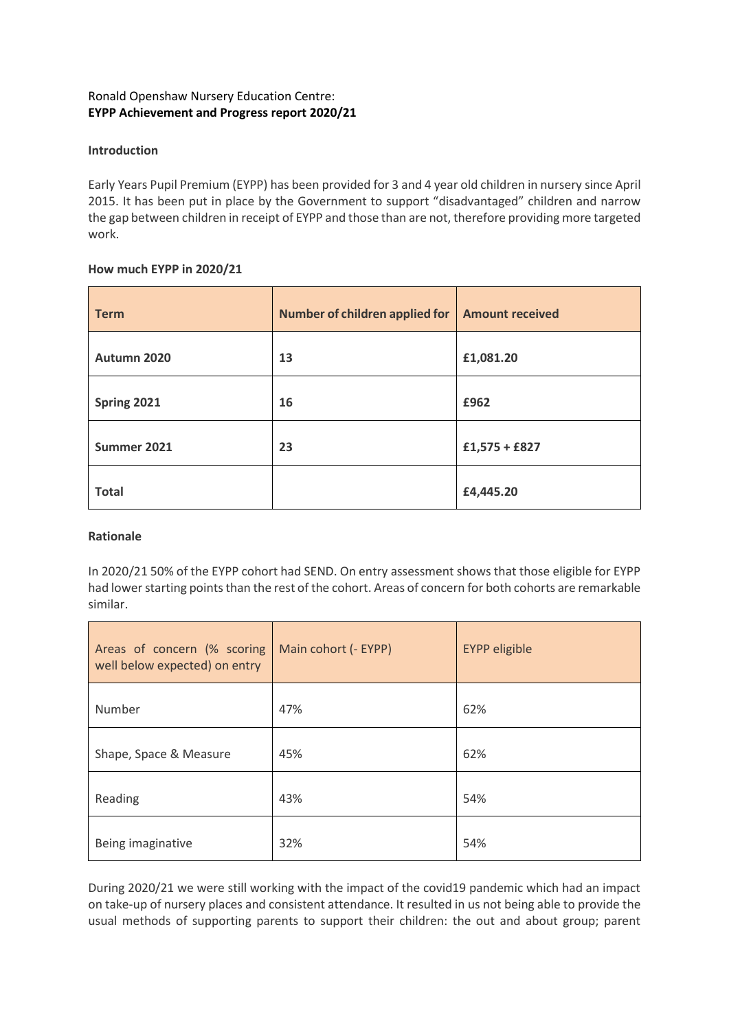Ronald Openshaw Nursery Education Centre:
**EYPP Achievement and Progress report 2020/21**

**Introduction**

Early Years Pupil Premium (EYPP) has been provided for 3 and 4 year old children in nursery since April 2015. It has been put in place by the Government to support "disadvantaged" children and narrow the gap between children in receipt of EYPP and those than are not, therefore providing more targeted work.

**How much EYPP in 2020/21**

| **Term** | **Number of children applied for** | **Amount received** |
|---|---|---|
| **Autumn 2020** | **13** | **£1,081.20** |
| **Spring 2021** | **16** | **£962** |
| **Summer 2021** | **23** | **£1,575 + £827** |
| **Total** | | **£4,445.20** |

**Rationale**

In 2020/21 50% of the EYPP cohort had SEND. On entry assessment shows that those eligible for EYPP had lower starting points than the rest of the cohort. Areas of concern for both cohorts are remarkable similar.

| Areas of concern (% scoring well below expected) on entry | Main cohort (- EYPP) | EYPP eligible |
|---|---|---|
| Number | 47% | 62% |
| Shape, Space & Measure | 45% | 62% |
| Reading | 43% | 54% |
| Being imaginative | 32% | 54% |

During 2020/21 we were still working with the impact of the covid19 pandemic which had an impact on take-up of nursery places and consistent attendance. It resulted in us not being able to provide the usual methods of supporting parents to support their children: the out and about group; parent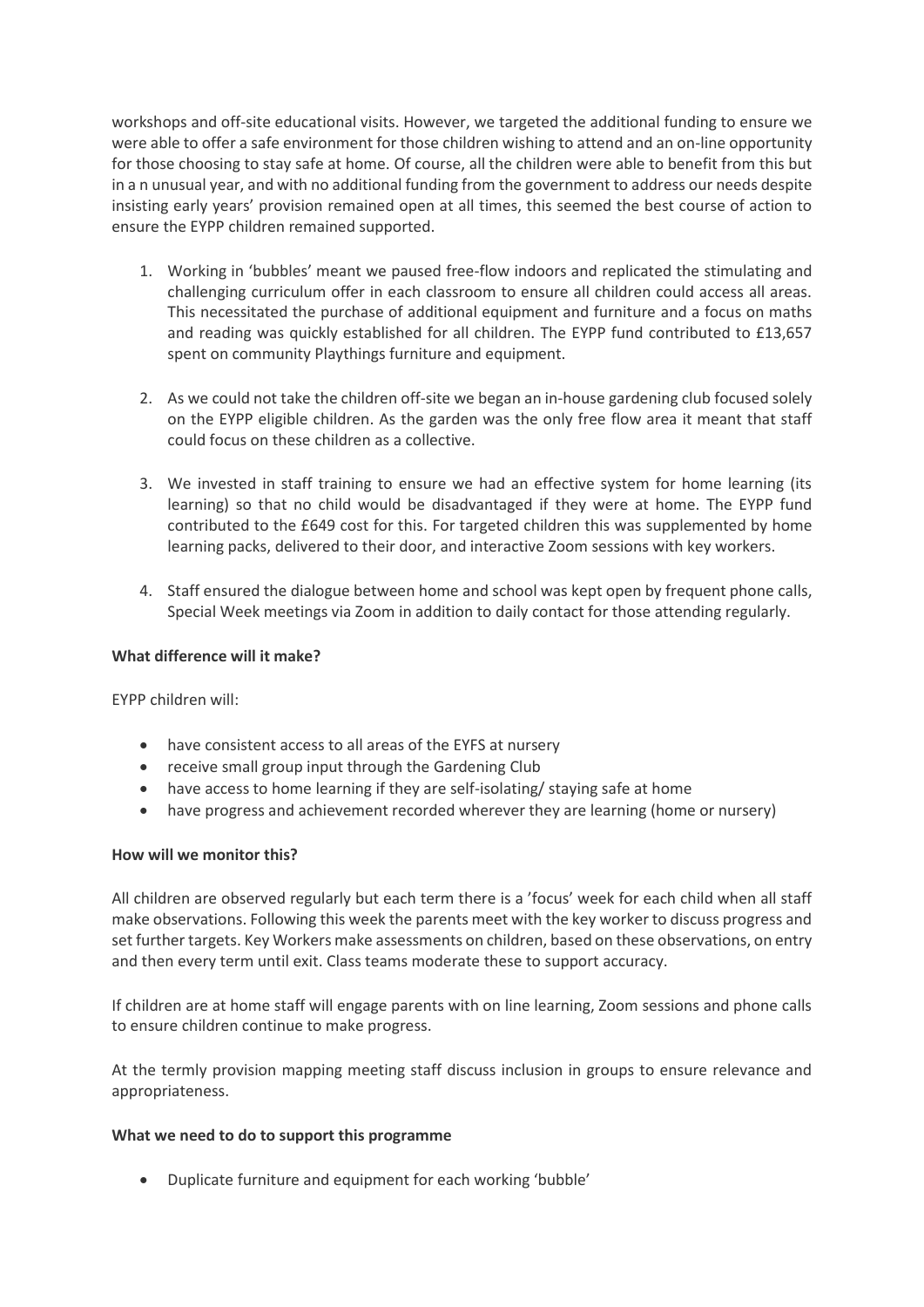workshops and off-site educational visits. However, we targeted the additional funding to ensure we were able to offer a safe environment for those children wishing to attend and an on-line opportunity for those choosing to stay safe at home. Of course, all the children were able to benefit from this but in a n unusual year, and with no additional funding from the government to address our needs despite insisting early years' provision remained open at all times, this seemed the best course of action to ensure the EYPP children remained supported.

1. Working in 'bubbles' meant we paused free-flow indoors and replicated the stimulating and challenging curriculum offer in each classroom to ensure all children could access all areas. This necessitated the purchase of additional equipment and furniture and a focus on maths and reading was quickly established for all children. The EYPP fund contributed to £13,657 spent on community Playthings furniture and equipment.

2. As we could not take the children off-site we began an in-house gardening club focused solely on the EYPP eligible children. As the garden was the only free flow area it meant that staff could focus on these children as a collective.

3. We invested in staff training to ensure we had an effective system for home learning (its learning) so that no child would be disadvantaged if they were at home. The EYPP fund contributed to the £649 cost for this. For targeted children this was supplemented by home learning packs, delivered to their door, and interactive Zoom sessions with key workers.

4. Staff ensured the dialogue between home and school was kept open by frequent phone calls, Special Week meetings via Zoom in addition to daily contact for those attending regularly.

**What difference will it make?**

EYPP children will:

- have consistent access to all areas of the EYFS at nursery
- receive small group input through the Gardening Club
- have access to home learning if they are self-isolating/ staying safe at home
- have progress and achievement recorded wherever they are learning (home or nursery)

**How will we monitor this?**

All children are observed regularly but each term there is a 'focus' week for each child when all staff make observations. Following this week the parents meet with the key worker to discuss progress and set further targets. Key Workers make assessments on children, based on these observations, on entry and then every term until exit. Class teams moderate these to support accuracy.

If children are at home staff will engage parents with on line learning, Zoom sessions and phone calls to ensure children continue to make progress.

At the termly provision mapping meeting staff discuss inclusion in groups to ensure relevance and appropriateness.

**What we need to do to support this programme**

- Duplicate furniture and equipment for each working 'bubble'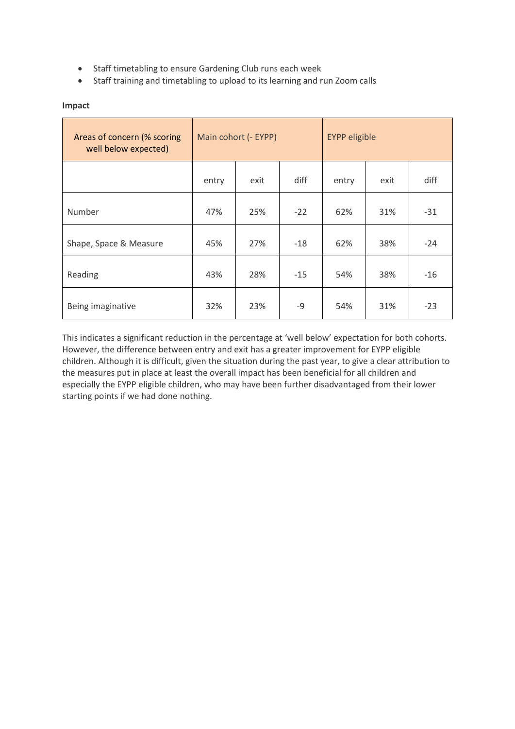- Staff timetabling to ensure Gardening Club runs each week
- Staff training and timetabling to upload to its learning and run Zoom calls

**Impact**

| Areas of concern (% scoring well below expected) | Main cohort (- EYPP) | | | EYPP eligible | | |
|---|---|---|---|---|---|---|
| | entry | exit | diff | entry | exit | diff |
| Number | 47% | 25% | -22 | 62% | 31% | -31 |
| Shape, Space & Measure | 45% | 27% | -18 | 62% | 38% | -24 |
| Reading | 43% | 28% | -15 | 54% | 38% | -16 |
| Being imaginative | 32% | 23% | -9 | 54% | 31% | -23 |

This indicates a significant reduction in the percentage at 'well below' expectation for both cohorts. However, the difference between entry and exit has a greater improvement for EYPP eligible children. Although it is difficult, given the situation during the past year, to give a clear attribution to the measures put in place at least the overall impact has been beneficial for all children and especially the EYPP eligible children, who may have been further disadvantaged from their lower starting points if we had done nothing.